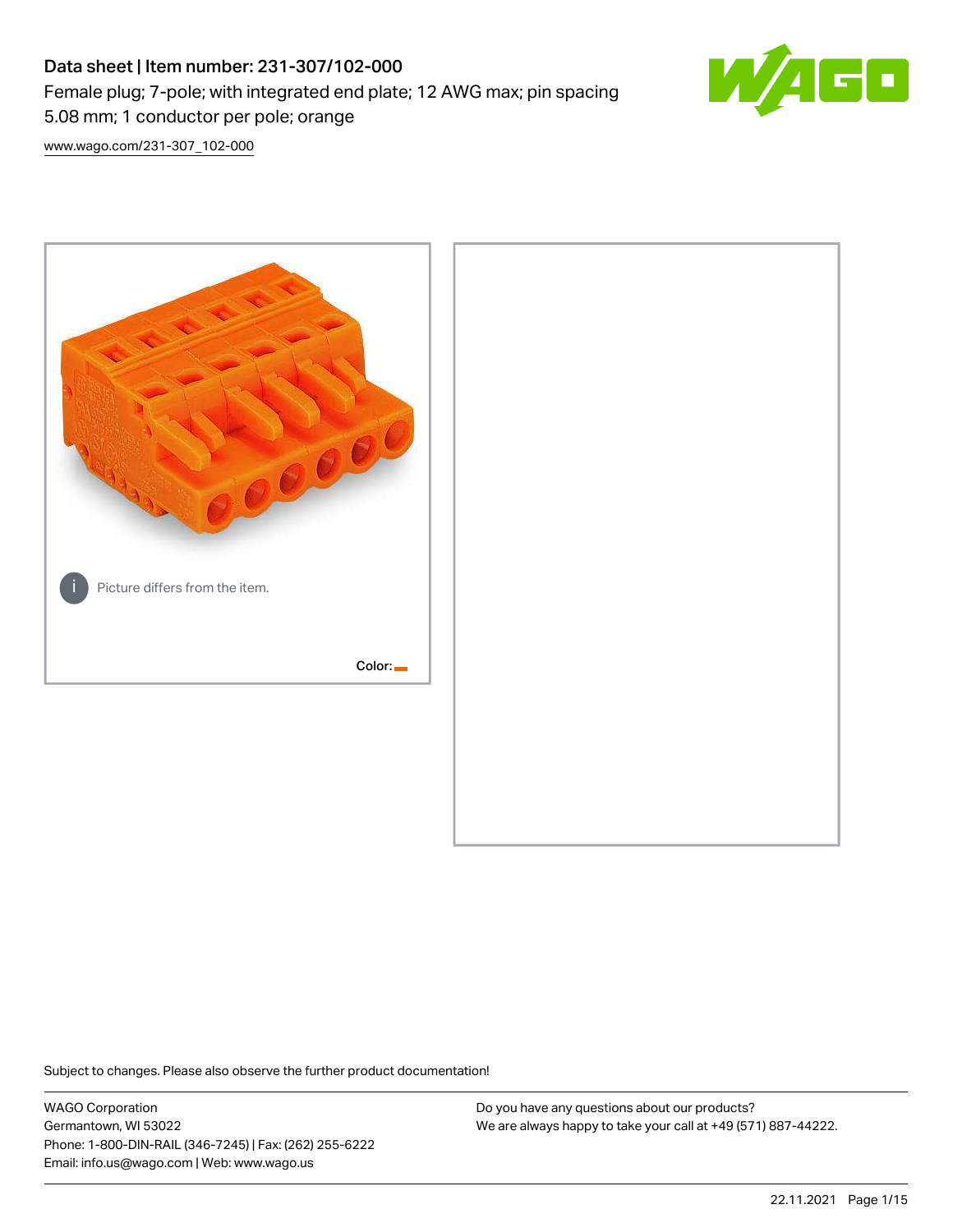# Data sheet | Item number: 231-307/102-000

Female plug; 7-pole; with integrated end plate; 12 AWG max; pin spacing 5.08 mm; 1 conductor per pole; orange

www.wago.com/231-307_102-000

Picture differs from the item.

Color:

Subject to changes. Please also observe the further product documentation!

WAGO Corporation
Germantown, WI 53022
Phone: 1-800-DIN-RAIL (346-7245) | Fax: (262) 255-6222
Email: info.us@wago.com | Web: www.wago.us

Do you have any questions about our products?
We are always happy to take your call at +49 (571) 887-44222.

22.11.2021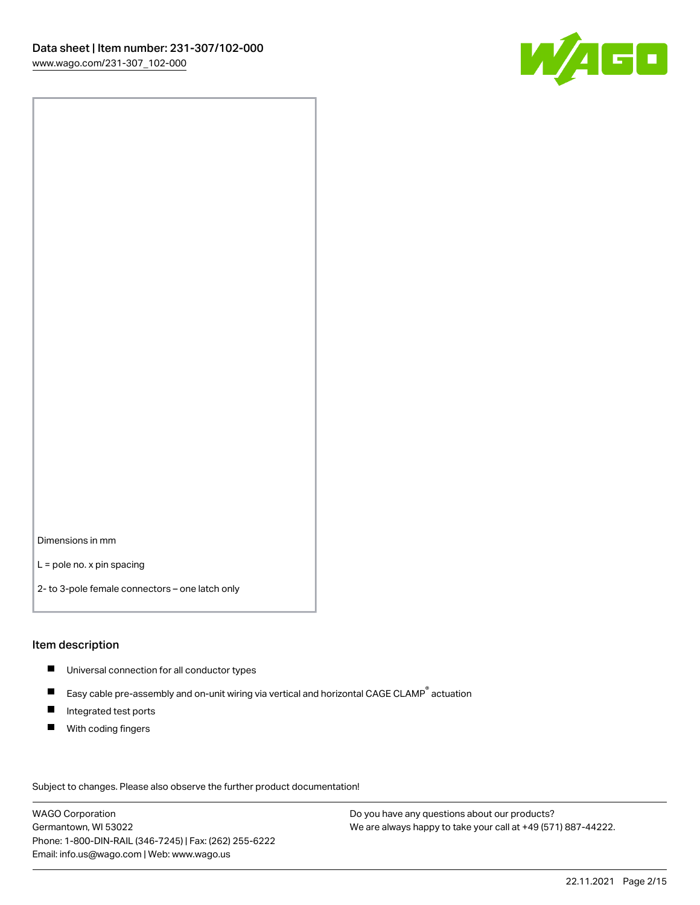Dimensions in mm

L = pole no. x pin spacing

2- to 3-pole female connectors – one latch only

## Item description

- Universal connection for all conductor types
- Easy cable pre-assembly and on-unit wiring via vertical and horizontal CAGE CLAMP® actuation
- Integrated test ports
- With coding fingers

Subject to changes. Please also observe the further product documentation!

WAGO Corporation
Germantown, WI 53022
Phone: 1-800-DIN-RAIL (346-7245) | Fax: (262) 255-6222
Email: info.us@wago.com | Web: www.wago.us

Do you have any questions about our products?
We are always happy to take your call at +49 (571) 887-44222.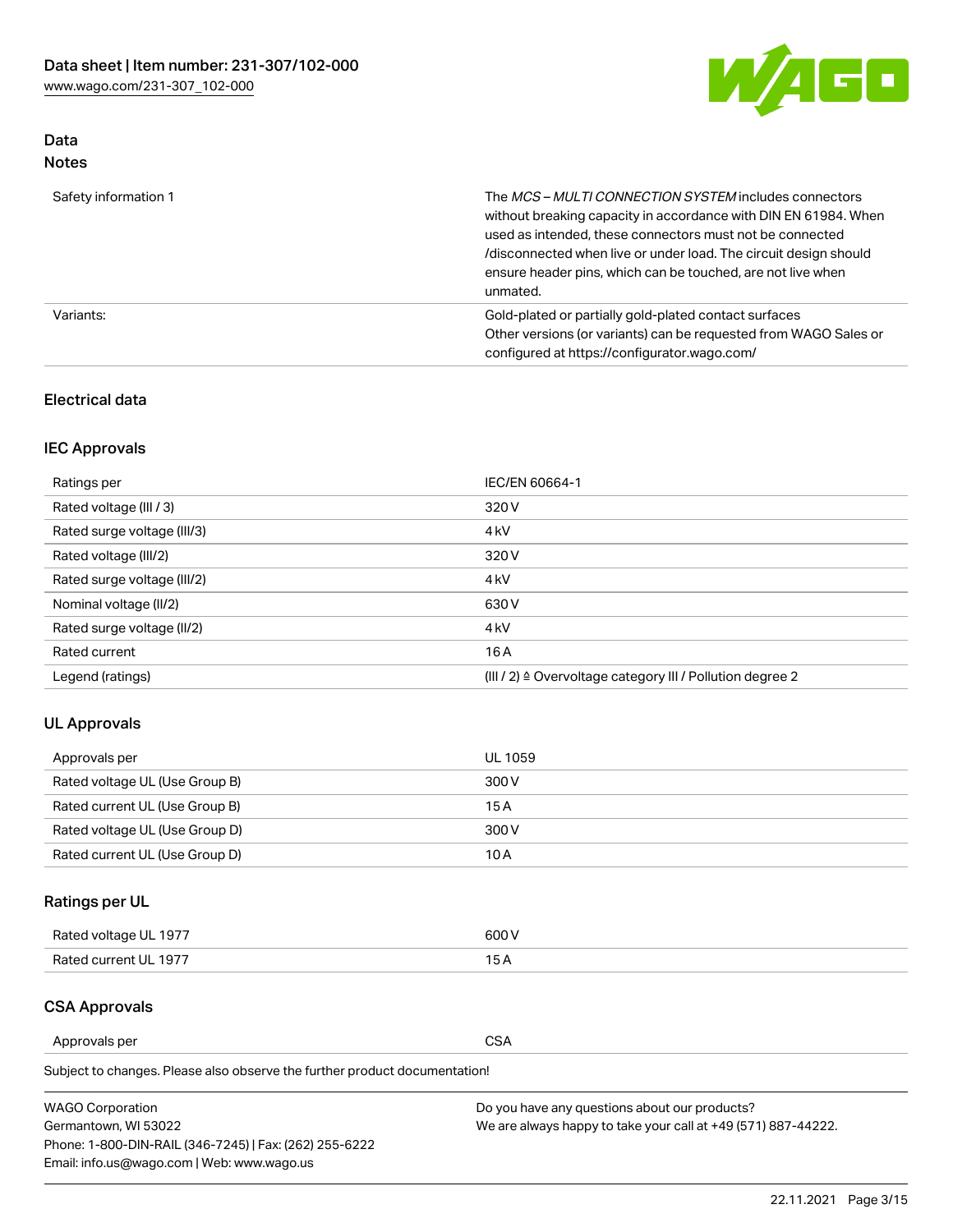## Data

### Notes

| | |
|---|---|
| Safety information 1 | The *MCS – MULTI CONNECTION SYSTEM* includes connectors without breaking capacity in accordance with DIN EN 61984. When used as intended, these connectors must not be connected /disconnected when live or under load. The circuit design should ensure header pins, which can be touched, are not live when unmated. |
| Variants: | Gold-plated or partially gold-plated contact surfaces<br>Other versions (or variants) can be requested from WAGO Sales or configured at https://configurator.wago.com/ |

## Electrical data

### IEC Approvals

| | |
|---|---|
| Ratings per | IEC/EN 60664-1 |
| Rated voltage (III / 3) | 320 V |
| Rated surge voltage (III/3) | 4 kV |
| Rated voltage (III/2) | 320 V |
| Rated surge voltage (III/2) | 4 kV |
| Nominal voltage (II/2) | 630 V |
| Rated surge voltage (II/2) | 4 kV |
| Rated current | 16 A |
| Legend (ratings) | (III / 2) ≙ Overvoltage category III / Pollution degree 2 |

### UL Approvals

| | |
|---|---|
| Approvals per | UL 1059 |
| Rated voltage UL (Use Group B) | 300 V |
| Rated current UL (Use Group B) | 15 A |
| Rated voltage UL (Use Group D) | 300 V |
| Rated current UL (Use Group D) | 10 A |

### Ratings per UL

| | |
|---|---|
| Rated voltage UL 1977 | 600 V |
| Rated current UL 1977 | 15 A |

### CSA Approvals

| | |
|---|---|
| Approvals per | CSA |

Subject to changes. Please also observe the further product documentation!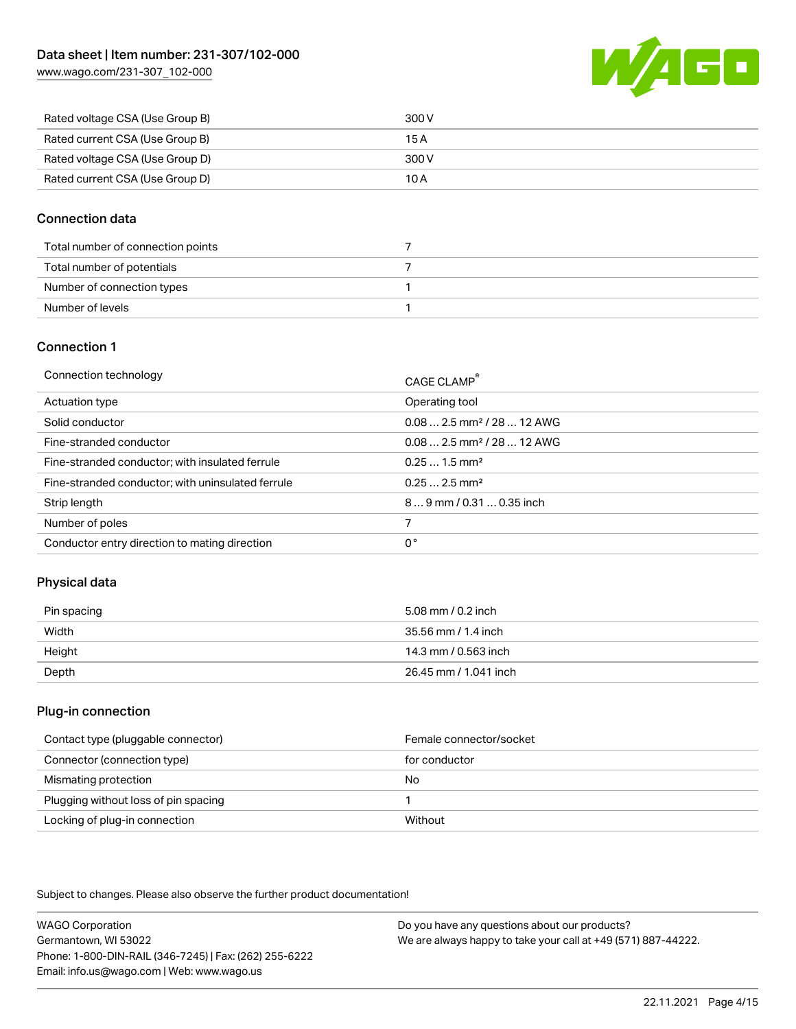| | |
|---|---|
| Rated voltage CSA (Use Group B) | 300 V |
| Rated current CSA (Use Group B) | 15 A |
| Rated voltage CSA (Use Group D) | 300 V |
| Rated current CSA (Use Group D) | 10 A |

## Connection data

| | |
|---|---|
| Total number of connection points | 7 |
| Total number of potentials | 7 |
| Number of connection types | 1 |
| Number of levels | 1 |

## Connection 1

| | |
|---|---|
| Connection technology | CAGE CLAMP® |
| Actuation type | Operating tool |
| Solid conductor | 0.08 … 2.5 mm² / 28 … 12 AWG |
| Fine-stranded conductor | 0.08 … 2.5 mm² / 28 … 12 AWG |
| Fine-stranded conductor; with insulated ferrule | 0.25 … 1.5 mm² |
| Fine-stranded conductor; with uninsulated ferrule | 0.25 … 2.5 mm² |
| Strip length | 8 … 9 mm / 0.31 … 0.35 inch |
| Number of poles | 7 |
| Conductor entry direction to mating direction | 0° |

## Physical data

| | |
|---|---|
| Pin spacing | 5.08 mm / 0.2 inch |
| Width | 35.56 mm / 1.4 inch |
| Height | 14.3 mm / 0.563 inch |
| Depth | 26.45 mm / 1.041 inch |

## Plug-in connection

| | |
|---|---|
| Contact type (pluggable connector) | Female connector/socket |
| Connector (connection type) | for conductor |
| Mismating protection | No |
| Plugging without loss of pin spacing | 1 |
| Locking of plug-in connection | Without |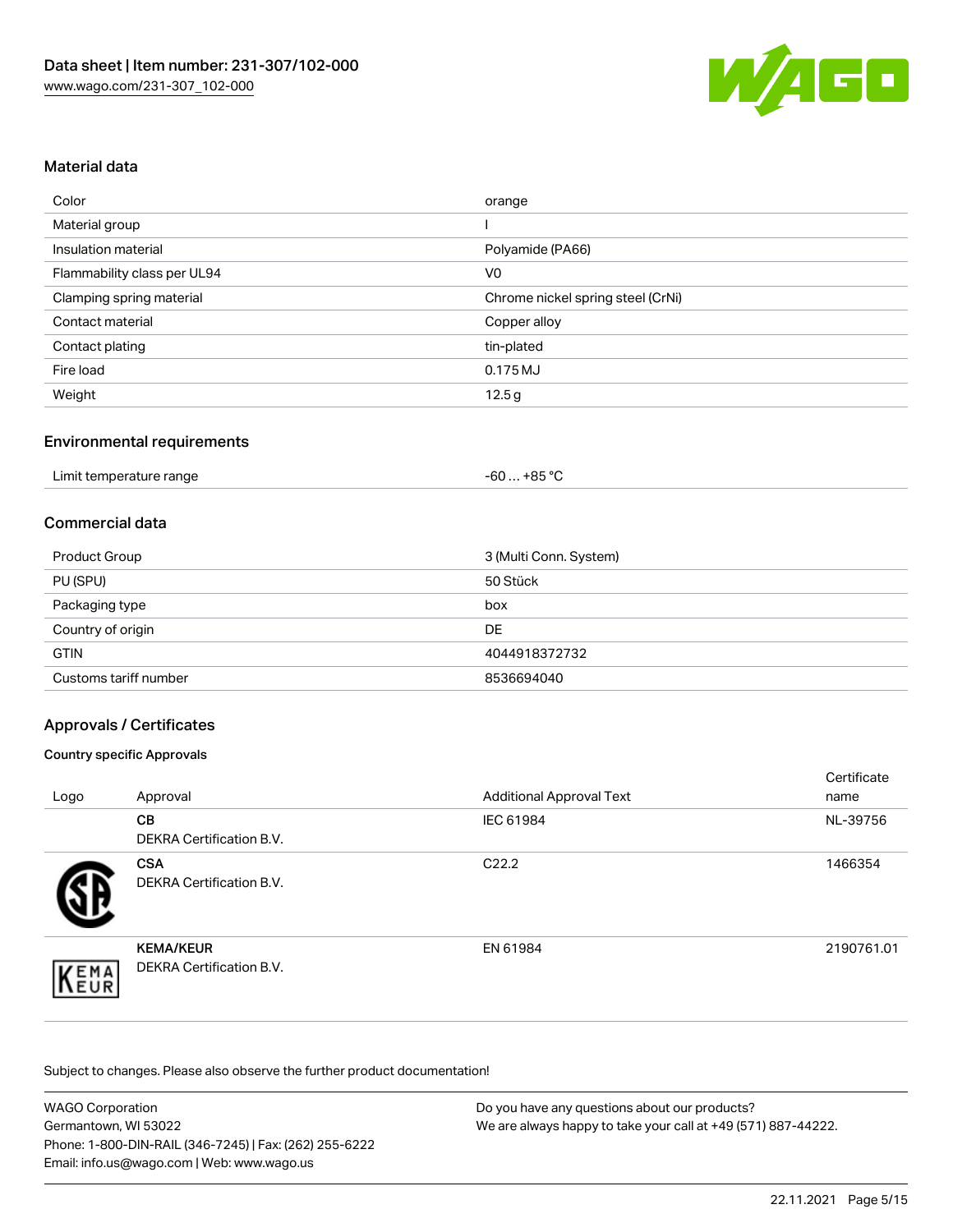## Material data

| | |
|---|---|
| Color | orange |
| Material group | I |
| Insulation material | Polyamide (PA66) |
| Flammability class per UL94 | V0 |
| Clamping spring material | Chrome nickel spring steel (CrNi) |
| Contact material | Copper alloy |
| Contact plating | tin-plated |
| Fire load | 0.175 MJ |
| Weight | 12.5 g |

## Environmental requirements

| | |
|---|---|
| Limit temperature range | -60 … +85 °C |

## Commercial data

| | |
|---|---|
| Product Group | 3 (Multi Conn. System) |
| PU (SPU) | 50 Stück |
| Packaging type | box |
| Country of origin | DE |
| GTIN | 4044918372732 |
| Customs tariff number | 8536694040 |

## Approvals / Certificates

### Country specific Approvals

| Logo | Approval | Additional Approval Text | Certificate name |
|---|---|---|---|
| | **CB** DEKRA Certification B.V. | IEC 61984 | NL-39756 |
| | **CSA** DEKRA Certification B.V. | C22.2 | 1466354 |
| | **KEMA/KEUR** DEKRA Certification B.V. | EN 61984 | 2190761.01 |

Subject to changes. Please also observe the further product documentation!

WAGO Corporation
Germantown, WI 53022
Phone: 1-800-DIN-RAIL (346-7245) | Fax: (262) 255-6222
Email: info.us@wago.com | Web: www.wago.us

Do you have any questions about our products?
We are always happy to take your call at +49 (571) 887-44222.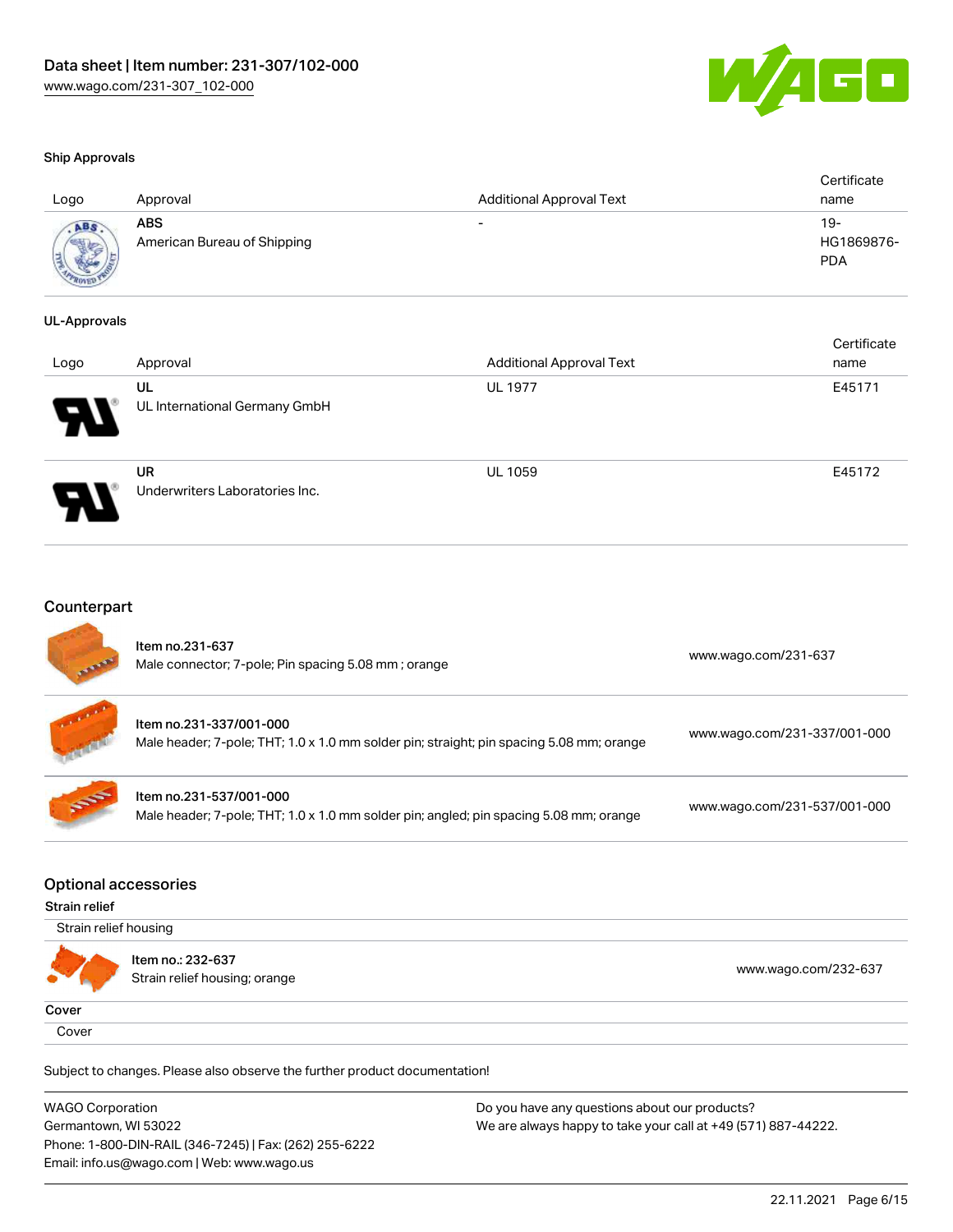#### Ship Approvals

| Logo | Approval | Additional Approval Text | Certificate name |
|---|---|---|---|
| | **ABS** American Bureau of Shipping | - | 19-HG1869876-PDA |

#### UL-Approvals

| Logo | Approval | Additional Approval Text | Certificate name |
|---|---|---|---|
| | **UL** UL International Germany GmbH | UL 1977 | E45171 |
| | **UR** Underwriters Laboratories Inc. | UL 1059 | E45172 |

## Counterpart

| | | |
|---|---|---|
| | Item no.231-637<br>Male connector; 7-pole; Pin spacing 5.08 mm ; orange | www.wago.com/231-637 |
| | Item no.231-337/001-000<br>Male header; 7-pole; THT; 1.0 x 1.0 mm solder pin; straight; pin spacing 5.08 mm; orange | www.wago.com/231-337/001-000 |
| | Item no.231-537/001-000<br>Male header; 7-pole; THT; 1.0 x 1.0 mm solder pin; angled; pin spacing 5.08 mm; orange | www.wago.com/231-537/001-000 |

## Optional accessories

**Strain relief**

Strain relief housing

| | | |
|---|---|---|
| | Item no.: 232-637<br>Strain relief housing; orange | www.wago.com/232-637 |

**Cover**

Cover

Subject to changes. Please also observe the further product documentation!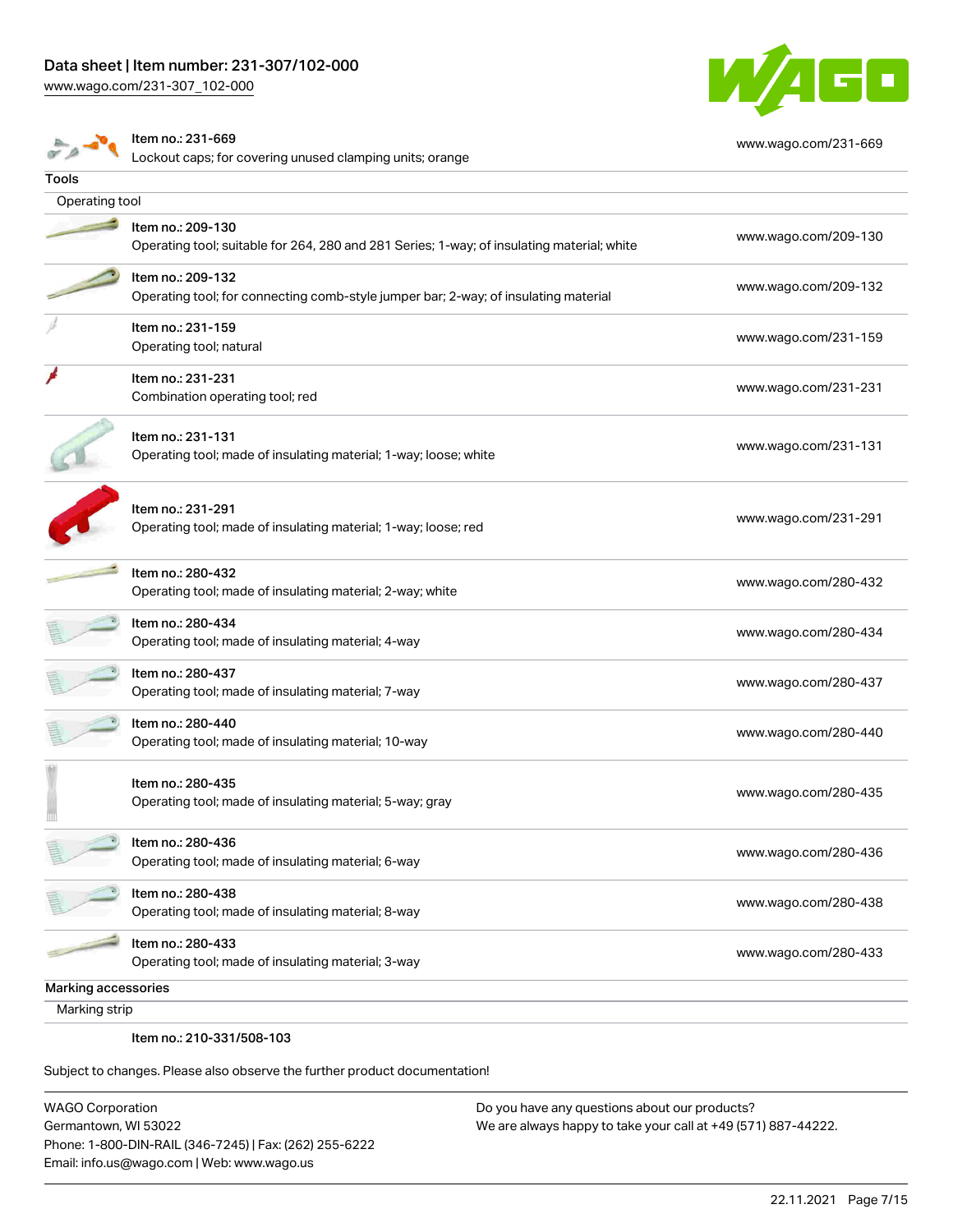| Item no.: 231-669<br>Lockout caps; for covering unused clamping units; orange | www.wago.com/231-669 |
|---|---|

**Tools**

Operating tool

| Item | Link |
|---|---|
| Item no.: 209-130<br>Operating tool; suitable for 264, 280 and 281 Series; 1-way; of insulating material; white | www.wago.com/209-130 |
| Item no.: 209-132<br>Operating tool; for connecting comb-style jumper bar; 2-way; of insulating material | www.wago.com/209-132 |
| Item no.: 231-159<br>Operating tool; natural | www.wago.com/231-159 |
| Item no.: 231-231<br>Combination operating tool; red | www.wago.com/231-231 |
| Item no.: 231-131<br>Operating tool; made of insulating material; 1-way; loose; white | www.wago.com/231-131 |
| Item no.: 231-291<br>Operating tool; made of insulating material; 1-way; loose; red | www.wago.com/231-291 |
| Item no.: 280-432<br>Operating tool; made of insulating material; 2-way; white | www.wago.com/280-432 |
| Item no.: 280-434<br>Operating tool; made of insulating material; 4-way | www.wago.com/280-434 |
| Item no.: 280-437<br>Operating tool; made of insulating material; 7-way | www.wago.com/280-437 |
| Item no.: 280-440<br>Operating tool; made of insulating material; 10-way | www.wago.com/280-440 |
| Item no.: 280-435<br>Operating tool; made of insulating material; 5-way; gray | www.wago.com/280-435 |
| Item no.: 280-436<br>Operating tool; made of insulating material; 6-way | www.wago.com/280-436 |
| Item no.: 280-438<br>Operating tool; made of insulating material; 8-way | www.wago.com/280-438 |
| Item no.: 280-433<br>Operating tool; made of insulating material; 3-way | www.wago.com/280-433 |

**Marking accessories**

Marking strip

Item no.: 210-331/508-103

Subject to changes. Please also observe the further product documentation!

WAGO Corporation
Germantown, WI 53022
Phone: 1-800-DIN-RAIL (346-7245) | Fax: (262) 255-6222
Email: info.us@wago.com | Web: www.wago.us

Do you have any questions about our products?
We are always happy to take your call at +49 (571) 887-44222.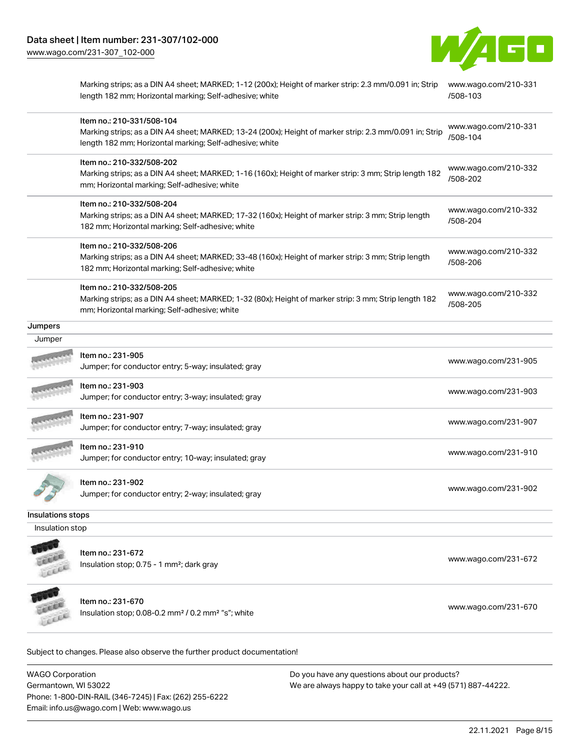| | | |
|---|---|---|
| | Marking strips; as a DIN A4 sheet; MARKED; 1-12 (200x); Height of marker strip: 2.3 mm/0.091 in; Strip length 182 mm; Horizontal marking; Self-adhesive; white | www.wago.com/210-331/508-103 |
| | Item no.: 210-331/508-104<br>Marking strips; as a DIN A4 sheet; MARKED; 13-24 (200x); Height of marker strip: 2.3 mm/0.091 in; Strip length 182 mm; Horizontal marking; Self-adhesive; white | www.wago.com/210-331/508-104 |
| | Item no.: 210-332/508-202<br>Marking strips; as a DIN A4 sheet; MARKED; 1-16 (160x); Height of marker strip: 3 mm; Strip length 182 mm; Horizontal marking; Self-adhesive; white | www.wago.com/210-332/508-202 |
| | Item no.: 210-332/508-204<br>Marking strips; as a DIN A4 sheet; MARKED; 17-32 (160x); Height of marker strip: 3 mm; Strip length 182 mm; Horizontal marking; Self-adhesive; white | www.wago.com/210-332/508-204 |
| | Item no.: 210-332/508-206<br>Marking strips; as a DIN A4 sheet; MARKED; 33-48 (160x); Height of marker strip: 3 mm; Strip length 182 mm; Horizontal marking; Self-adhesive; white | www.wago.com/210-332/508-206 |
| | Item no.: 210-332/508-205<br>Marking strips; as a DIN A4 sheet; MARKED; 1-32 (80x); Height of marker strip: 3 mm; Strip length 182 mm; Horizontal marking; Self-adhesive; white | www.wago.com/210-332/508-205 |

## Jumpers

### Jumper

| | | |
|---|---|---|
| | Item no.: 231-905<br>Jumper; for conductor entry; 5-way; insulated; gray | www.wago.com/231-905 |
| | Item no.: 231-903<br>Jumper; for conductor entry; 3-way; insulated; gray | www.wago.com/231-903 |
| | Item no.: 231-907<br>Jumper; for conductor entry; 7-way; insulated; gray | www.wago.com/231-907 |
| | Item no.: 231-910<br>Jumper; for conductor entry; 10-way; insulated; gray | www.wago.com/231-910 |
| | Item no.: 231-902<br>Jumper; for conductor entry; 2-way; insulated; gray | www.wago.com/231-902 |

## Insulations stops

### Insulation stop

| | | |
|---|---|---|
| | Item no.: 231-672<br>Insulation stop; 0.75 - 1 mm²; dark gray | www.wago.com/231-672 |
| | Item no.: 231-670<br>Insulation stop; 0.08-0.2 mm² / 0.2 mm² "s"; white | www.wago.com/231-670 |

Subject to changes. Please also observe the further product documentation!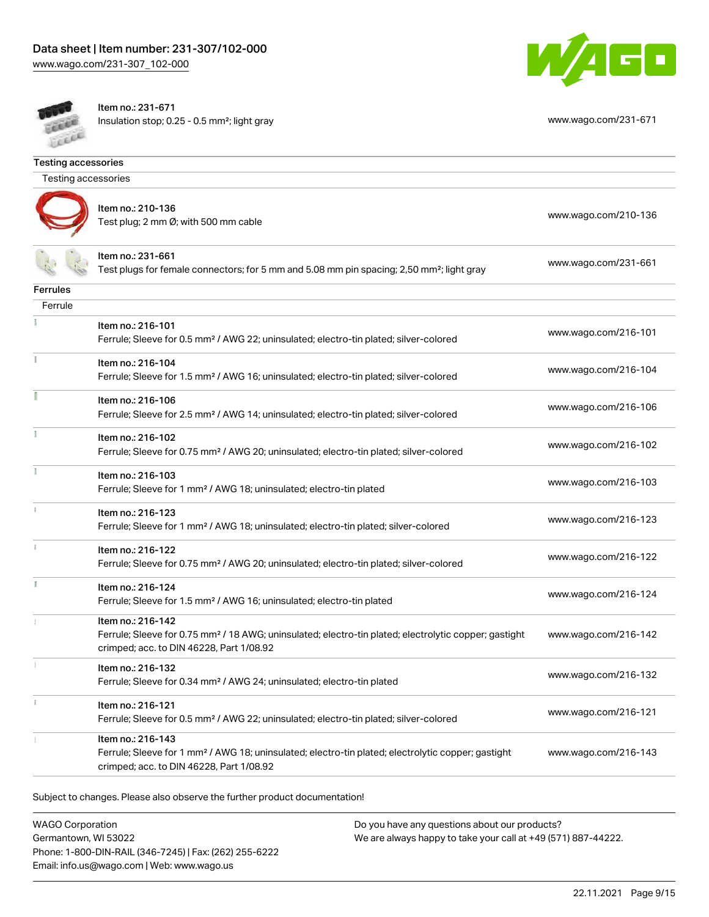Item no.: 231-671
Insulation stop; 0.25 - 0.5 mm²; light gray

www.wago.com/231-671

## Testing accessories

### Testing accessories

| | |
|---|---|
| Item no.: 210-136<br>Test plug; 2 mm Ø; with 500 mm cable | www.wago.com/210-136 |
| Item no.: 231-661<br>Test plugs for female connectors; for 5 mm and 5.08 mm pin spacing; 2,50 mm²; light gray | www.wago.com/231-661 |

## Ferrules

### Ferrule

| | |
|---|---|
| Item no.: 216-101<br>Ferrule; Sleeve for 0.5 mm² / AWG 22; uninsulated; electro-tin plated; silver-colored | www.wago.com/216-101 |
| Item no.: 216-104<br>Ferrule; Sleeve for 1.5 mm² / AWG 16; uninsulated; electro-tin plated; silver-colored | www.wago.com/216-104 |
| Item no.: 216-106<br>Ferrule; Sleeve for 2.5 mm² / AWG 14; uninsulated; electro-tin plated; silver-colored | www.wago.com/216-106 |
| Item no.: 216-102<br>Ferrule; Sleeve for 0.75 mm² / AWG 20; uninsulated; electro-tin plated; silver-colored | www.wago.com/216-102 |
| Item no.: 216-103<br>Ferrule; Sleeve for 1 mm² / AWG 18; uninsulated; electro-tin plated | www.wago.com/216-103 |
| Item no.: 216-123<br>Ferrule; Sleeve for 1 mm² / AWG 18; uninsulated; electro-tin plated; silver-colored | www.wago.com/216-123 |
| Item no.: 216-122<br>Ferrule; Sleeve for 0.75 mm² / AWG 20; uninsulated; electro-tin plated; silver-colored | www.wago.com/216-122 |
| Item no.: 216-124<br>Ferrule; Sleeve for 1.5 mm² / AWG 16; uninsulated; electro-tin plated | www.wago.com/216-124 |
| Item no.: 216-142<br>Ferrule; Sleeve for 0.75 mm² / 18 AWG; uninsulated; electro-tin plated; electrolytic copper; gastight crimped; acc. to DIN 46228, Part 1/08.92 | www.wago.com/216-142 |
| Item no.: 216-132<br>Ferrule; Sleeve for 0.34 mm² / AWG 24; uninsulated; electro-tin plated | www.wago.com/216-132 |
| Item no.: 216-121<br>Ferrule; Sleeve for 0.5 mm² / AWG 22; uninsulated; electro-tin plated; silver-colored | www.wago.com/216-121 |
| Item no.: 216-143<br>Ferrule; Sleeve for 1 mm² / AWG 18; uninsulated; electro-tin plated; electrolytic copper; gastight crimped; acc. to DIN 46228, Part 1/08.92 | www.wago.com/216-143 |

Subject to changes. Please also observe the further product documentation!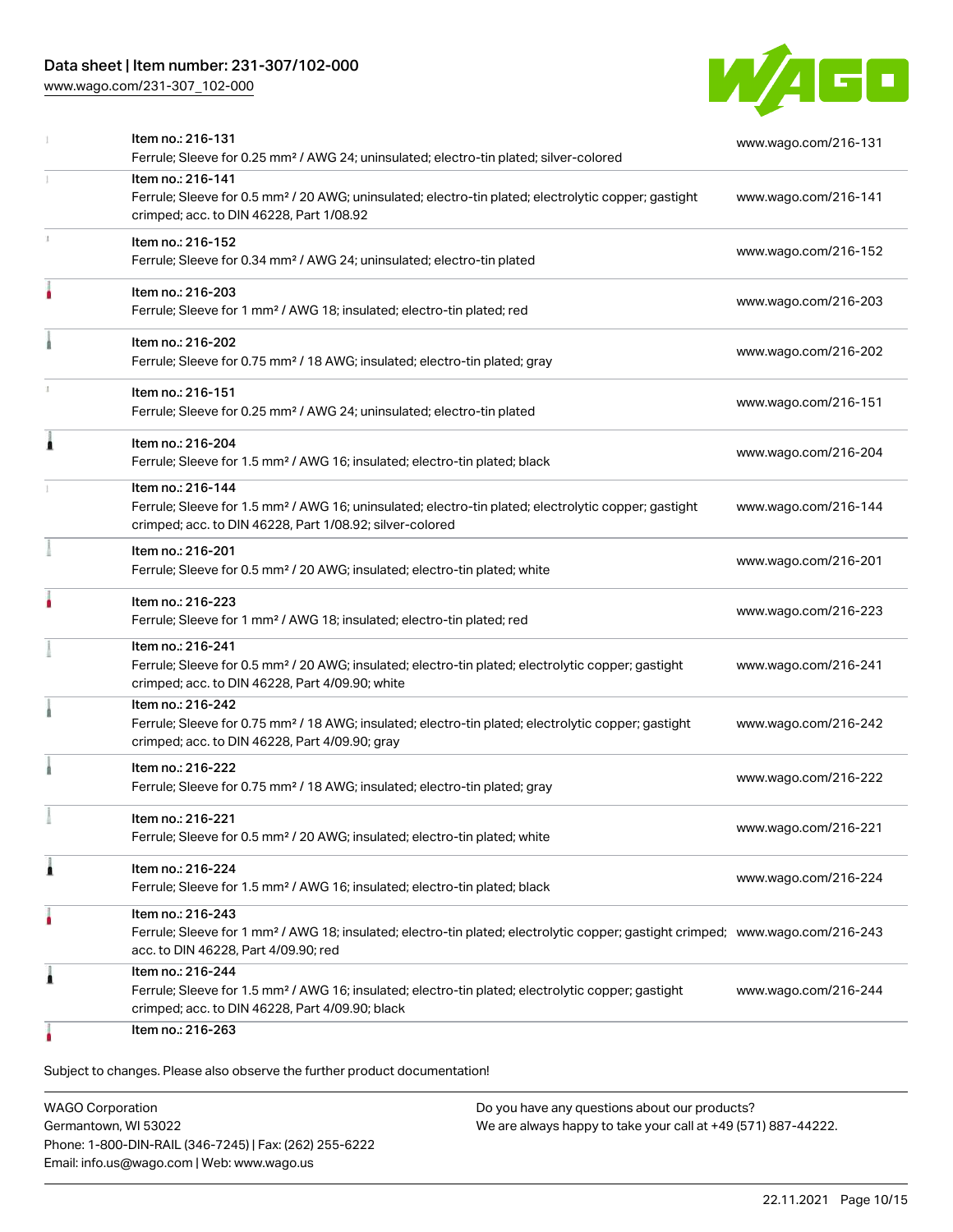| Item | Description | Link |
|---|---|---|
| Item no.: 216-131 | Ferrule; Sleeve for 0.25 mm² / AWG 24; uninsulated; electro-tin plated; silver-colored | www.wago.com/216-131 |
| Item no.: 216-141 | Ferrule; Sleeve for 0.5 mm² / 20 AWG; uninsulated; electro-tin plated; electrolytic copper; gastight crimped; acc. to DIN 46228, Part 1/08.92 | www.wago.com/216-141 |
| Item no.: 216-152 | Ferrule; Sleeve for 0.34 mm² / AWG 24; uninsulated; electro-tin plated | www.wago.com/216-152 |
| Item no.: 216-203 | Ferrule; Sleeve for 1 mm² / AWG 18; insulated; electro-tin plated; red | www.wago.com/216-203 |
| Item no.: 216-202 | Ferrule; Sleeve for 0.75 mm² / 18 AWG; insulated; electro-tin plated; gray | www.wago.com/216-202 |
| Item no.: 216-151 | Ferrule; Sleeve for 0.25 mm² / AWG 24; uninsulated; electro-tin plated | www.wago.com/216-151 |
| Item no.: 216-204 | Ferrule; Sleeve for 1.5 mm² / AWG 16; insulated; electro-tin plated; black | www.wago.com/216-204 |
| Item no.: 216-144 | Ferrule; Sleeve for 1.5 mm² / AWG 16; uninsulated; electro-tin plated; electrolytic copper; gastight crimped; acc. to DIN 46228, Part 1/08.92; silver-colored | www.wago.com/216-144 |
| Item no.: 216-201 | Ferrule; Sleeve for 0.5 mm² / 20 AWG; insulated; electro-tin plated; white | www.wago.com/216-201 |
| Item no.: 216-223 | Ferrule; Sleeve for 1 mm² / AWG 18; insulated; electro-tin plated; red | www.wago.com/216-223 |
| Item no.: 216-241 | Ferrule; Sleeve for 0.5 mm² / 20 AWG; insulated; electro-tin plated; electrolytic copper; gastight crimped; acc. to DIN 46228, Part 4/09.90; white | www.wago.com/216-241 |
| Item no.: 216-242 | Ferrule; Sleeve for 0.75 mm² / 18 AWG; insulated; electro-tin plated; electrolytic copper; gastight crimped; acc. to DIN 46228, Part 4/09.90; gray | www.wago.com/216-242 |
| Item no.: 216-222 | Ferrule; Sleeve for 0.75 mm² / 18 AWG; insulated; electro-tin plated; gray | www.wago.com/216-222 |
| Item no.: 216-221 | Ferrule; Sleeve for 0.5 mm² / 20 AWG; insulated; electro-tin plated; white | www.wago.com/216-221 |
| Item no.: 216-224 | Ferrule; Sleeve for 1.5 mm² / AWG 16; insulated; electro-tin plated; black | www.wago.com/216-224 |
| Item no.: 216-243 | Ferrule; Sleeve for 1 mm² / AWG 18; insulated; electro-tin plated; electrolytic copper; gastight crimped; acc. to DIN 46228, Part 4/09.90; red | www.wago.com/216-243 |
| Item no.: 216-244 | Ferrule; Sleeve for 1.5 mm² / AWG 16; insulated; electro-tin plated; electrolytic copper; gastight crimped; acc. to DIN 46228, Part 4/09.90; black | www.wago.com/216-244 |
| Item no.: 216-263 | | |

Subject to changes. Please also observe the further product documentation!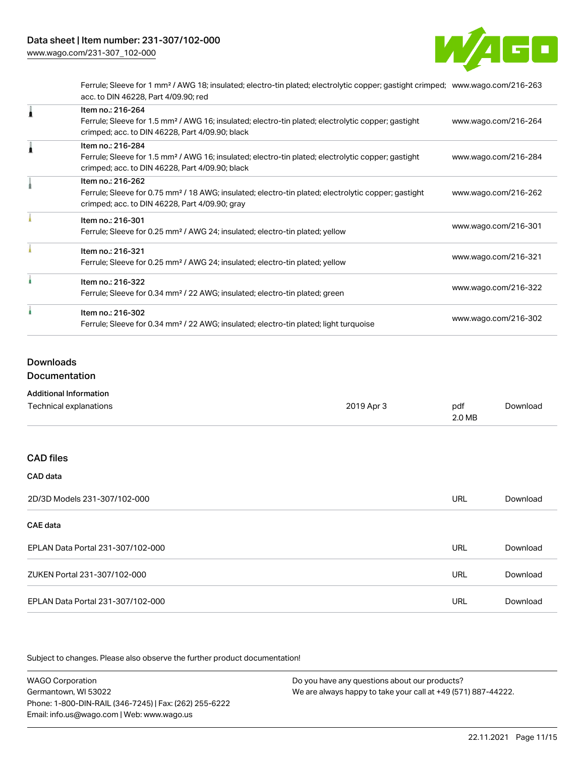| | | |
|---|---|---|
| | Ferrule; Sleeve for 1 mm² / AWG 18; insulated; electro-tin plated; electrolytic copper; gastight crimped; acc. to DIN 46228, Part 4/09.90; red | www.wago.com/216-263 |
| | Item no.: 216-264<br>Ferrule; Sleeve for 1.5 mm² / AWG 16; insulated; electro-tin plated; electrolytic copper; gastight crimped; acc. to DIN 46228, Part 4/09.90; black | www.wago.com/216-264 |
| | Item no.: 216-284<br>Ferrule; Sleeve for 1.5 mm² / AWG 16; insulated; electro-tin plated; electrolytic copper; gastight crimped; acc. to DIN 46228, Part 4/09.90; black | www.wago.com/216-284 |
| | Item no.: 216-262<br>Ferrule; Sleeve for 0.75 mm² / 18 AWG; insulated; electro-tin plated; electrolytic copper; gastight crimped; acc. to DIN 46228, Part 4/09.90; gray | www.wago.com/216-262 |
| | Item no.: 216-301<br>Ferrule; Sleeve for 0.25 mm² / AWG 24; insulated; electro-tin plated; yellow | www.wago.com/216-301 |
| | Item no.: 216-321<br>Ferrule; Sleeve for 0.25 mm² / AWG 24; insulated; electro-tin plated; yellow | www.wago.com/216-321 |
| | Item no.: 216-322<br>Ferrule; Sleeve for 0.34 mm² / 22 AWG; insulated; electro-tin plated; green | www.wago.com/216-322 |
| | Item no.: 216-302<br>Ferrule; Sleeve for 0.34 mm² / 22 AWG; insulated; electro-tin plated; light turquoise | www.wago.com/216-302 |

## Downloads

## Documentation

### Additional Information

| | | | |
|---|---|---|---|
| Technical explanations | 2019 Apr 3 | pdf<br>2.0 MB | Download |

## CAD files

### CAD data

| | | |
|---|---|---|
| 2D/3D Models 231-307/102-000 | URL | Download |

### CAE data

| | | |
|---|---|---|
| EPLAN Data Portal 231-307/102-000 | URL | Download |
| ZUKEN Portal 231-307/102-000 | URL | Download |
| EPLAN Data Portal 231-307/102-000 | URL | Download |

Subject to changes. Please also observe the further product documentation!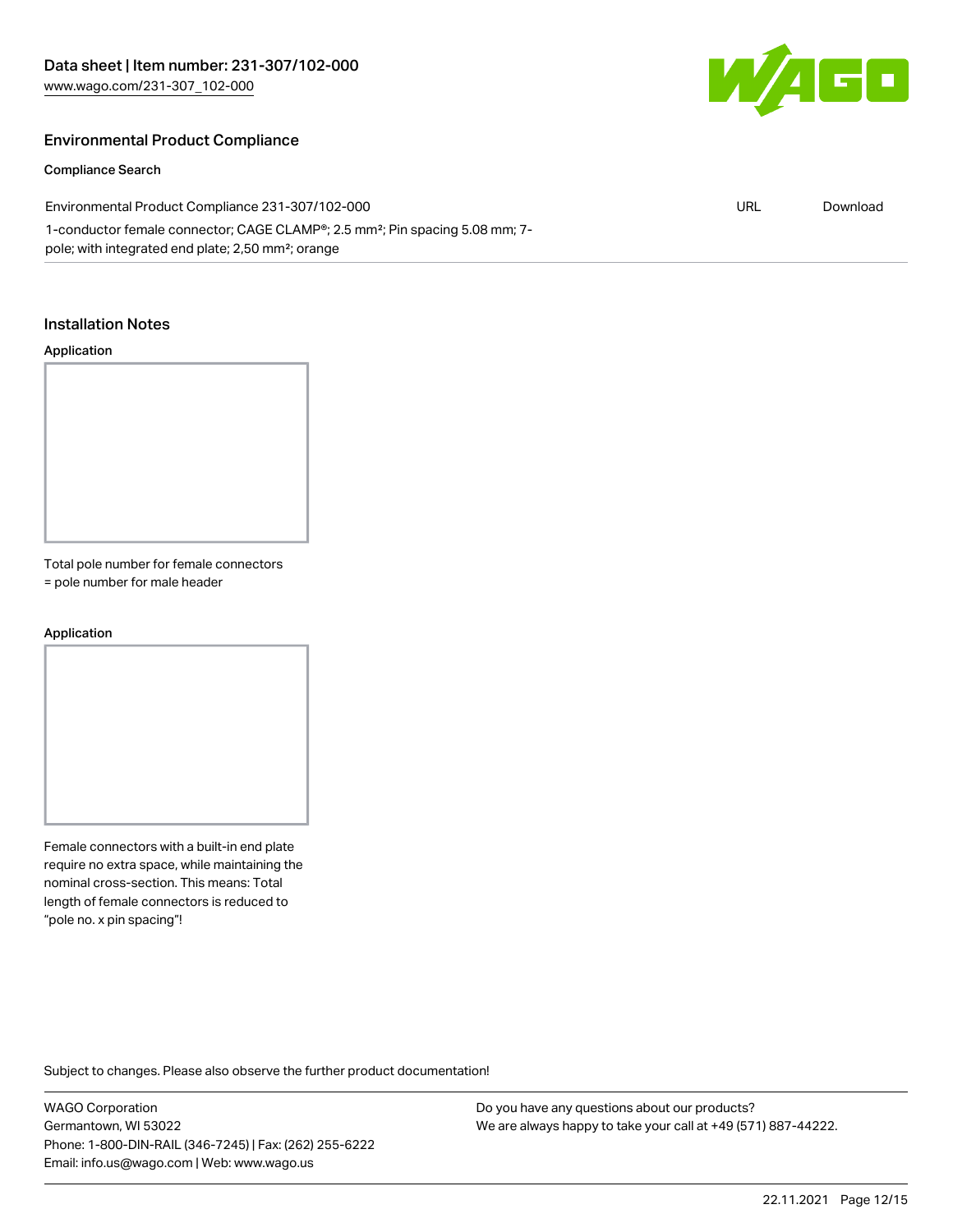## Environmental Product Compliance

### Compliance Search

| Environmental Product Compliance 231-307/102-000 | URL | Download |
| --- | --- | --- |
| 1-conductor female connector; CAGE CLAMP®; 2.5 mm²; Pin spacing 5.08 mm; 7-pole; with integrated end plate; 2,50 mm²; orange | | |

## Installation Notes

### Application

Total pole number for female connectors = pole number for male header

### Application

Female connectors with a built-in end plate require no extra space, while maintaining the nominal cross-section. This means: Total length of female connectors is reduced to "pole no. x pin spacing"!

Subject to changes. Please also observe the further product documentation!

WAGO Corporation
Germantown, WI 53022
Phone: 1-800-DIN-RAIL (346-7245) | Fax: (262) 255-6222
Email: info.us@wago.com | Web: www.wago.us

Do you have any questions about our products?
We are always happy to take your call at +49 (571) 887-44222.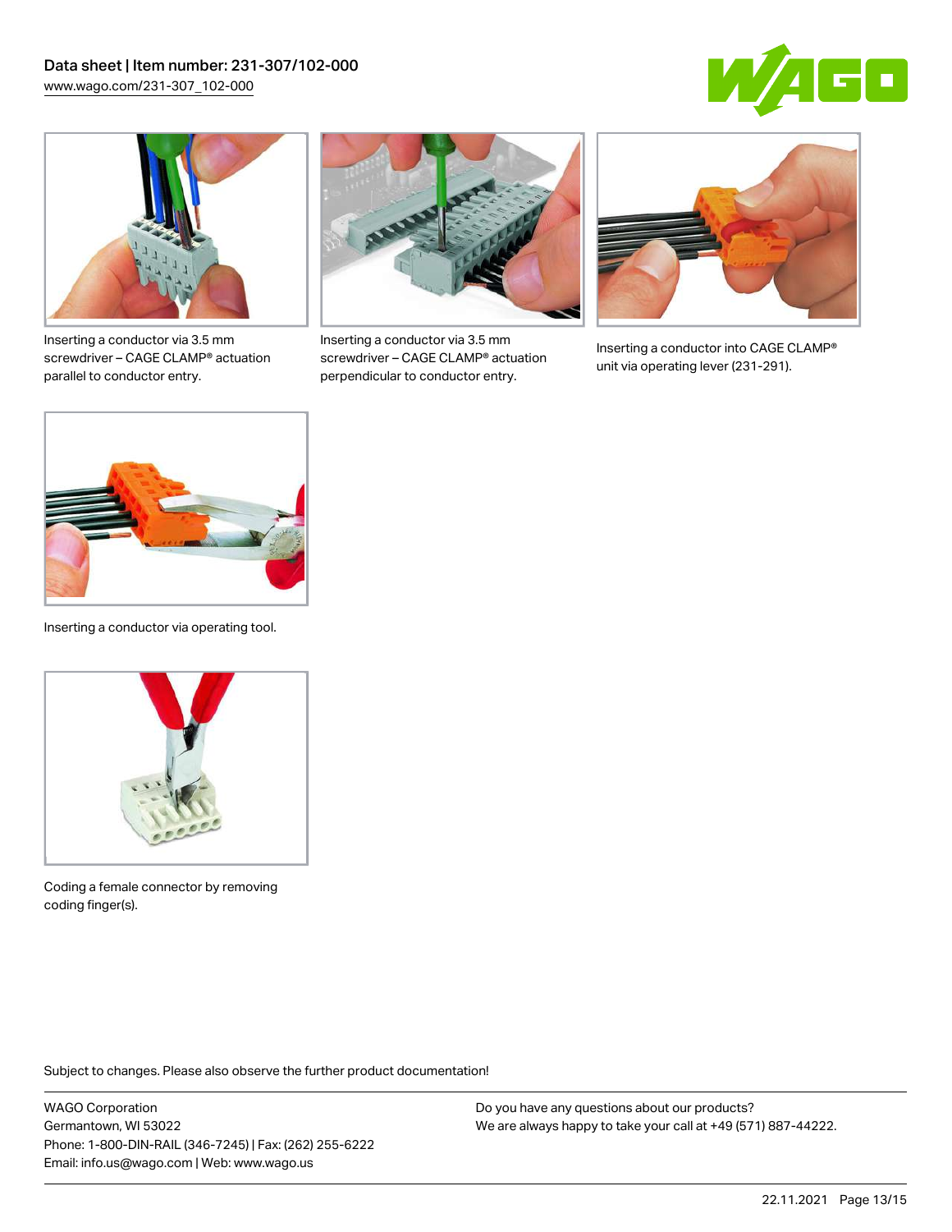Inserting a conductor via 3.5 mm screwdriver – CAGE CLAMP® actuation parallel to conductor entry.

Inserting a conductor via 3.5 mm screwdriver – CAGE CLAMP® actuation perpendicular to conductor entry.

Inserting a conductor into CAGE CLAMP® unit via operating lever (231-291).

Inserting a conductor via operating tool.

Coding a female connector by removing coding finger(s).

Subject to changes. Please also observe the further product documentation!

WAGO Corporation
Germantown, WI 53022
Phone: 1-800-DIN-RAIL (346-7245) | Fax: (262) 255-6222
Email: info.us@wago.com | Web: www.wago.us

Do you have any questions about our products?
We are always happy to take your call at +49 (571) 887-44222.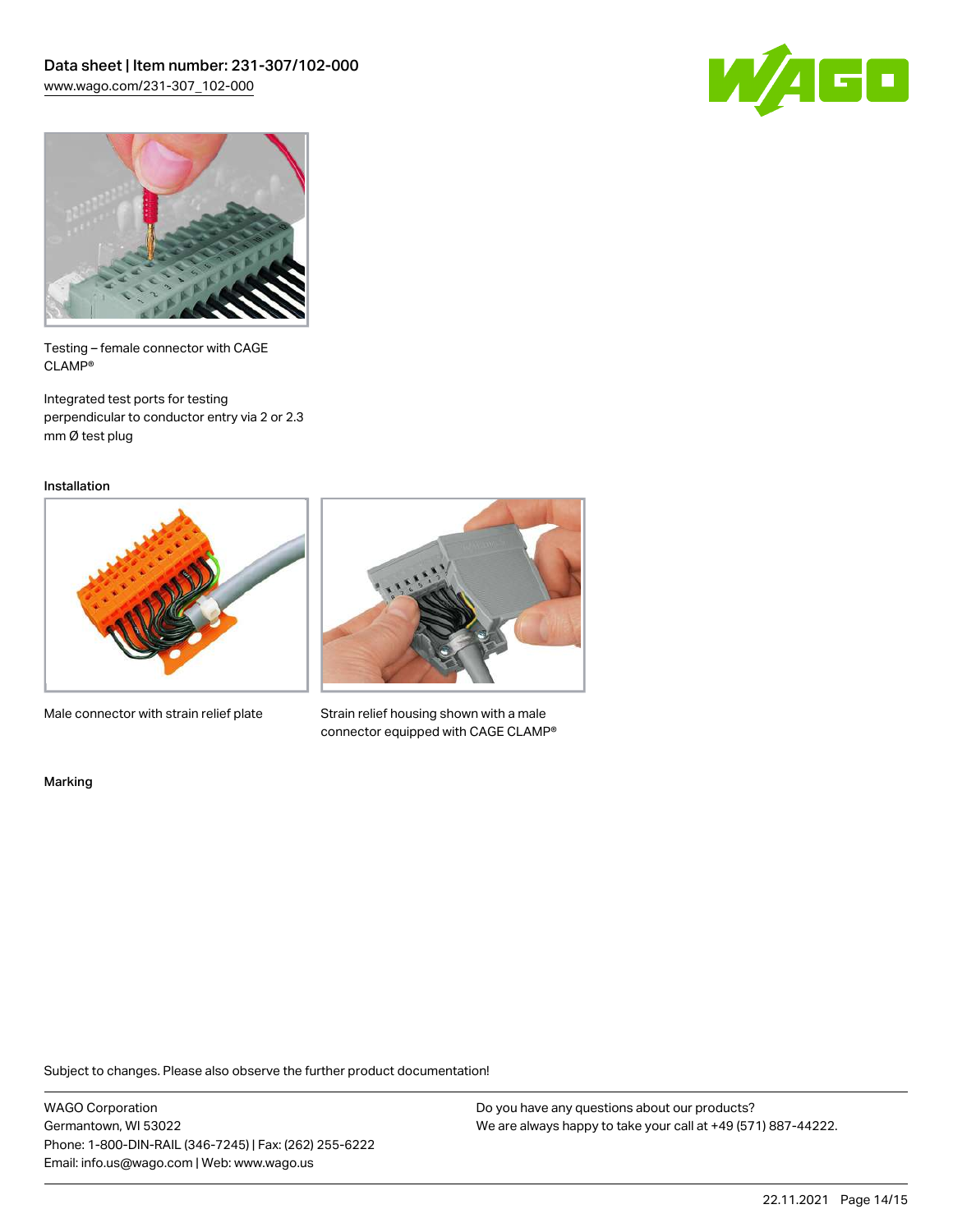Testing – female connector with CAGE CLAMP®

Integrated test ports for testing perpendicular to conductor entry via 2 or 2.3 mm Ø test plug

Installation

Male connector with strain relief plate

Strain relief housing shown with a male connector equipped with CAGE CLAMP®

Marking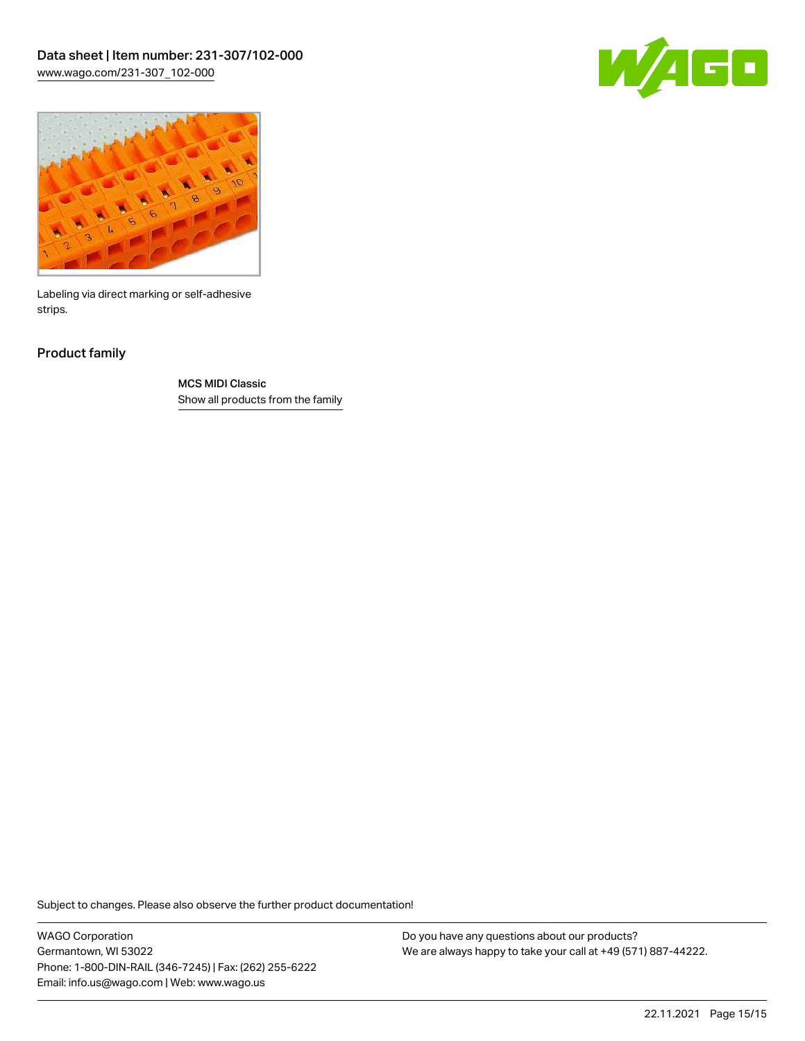Labeling via direct marking or self-adhesive strips.

## Product family

**MCS MIDI Classic**
Show all products from the family

Subject to changes. Please also observe the further product documentation!

WAGO Corporation
Germantown, WI 53022
Phone: 1-800-DIN-RAIL (346-7245) | Fax: (262) 255-6222
Email: info.us@wago.com | Web: www.wago.us

Do you have any questions about our products?
We are always happy to take your call at +49 (571) 887-44222.